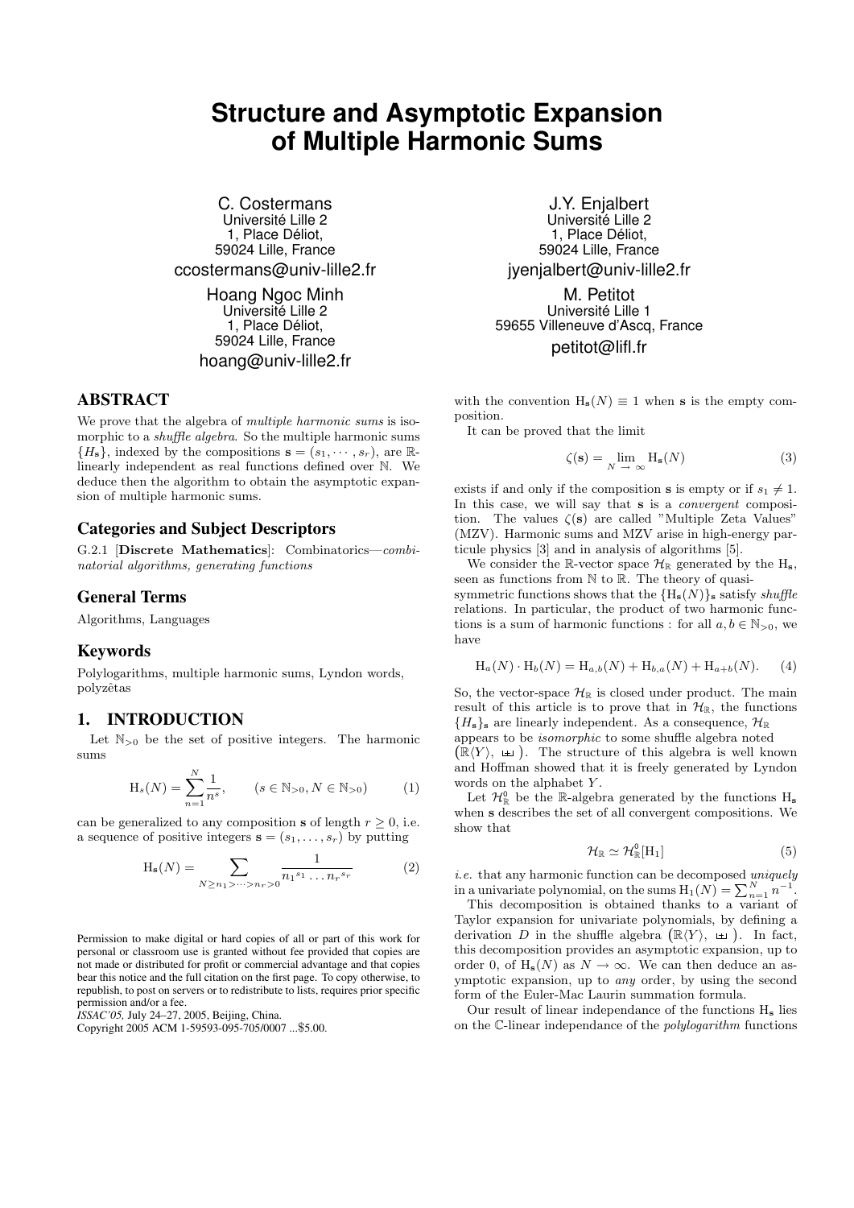# Structure and Asymptotic Expansion of Multiple Harmonic Sums

C. Costermans
Université Lille 2
1, Place Déliot,
59024 Lille, France
ccostermans@univ-lille2.fr

J.Y. Enjalbert
Université Lille 2
1, Place Déliot,
59024 Lille, France
jyenjalbert@univ-lille2.fr

Hoang Ngoc Minh
Université Lille 2
1, Place Déliot,
59024 Lille, France
hoang@univ-lille2.fr

M. Petitot
Université Lille 1
59655 Villeneuve d'Ascq, France
petitot@lifl.fr

## ABSTRACT

We prove that the algebra of *multiple harmonic sums* is isomorphic to a *shuffle algebra*. So the multiple harmonic sums $\{H_{\mathbf{s}}\}$, indexed by the compositions $\mathbf{s} = (s_1, \cdots, s_r)$, are $\mathbb{R}$-linearly independent as real functions defined over $\mathbb{N}$. We deduce then the algorithm to obtain the asymptotic expansion of multiple harmonic sums.

## Categories and Subject Descriptors

G.2.1 [**Discrete Mathematics**]: Combinatorics—*combinatorial algorithms, generating functions*

## General Terms

Algorithms, Languages

## Keywords

Polylogarithms, multiple harmonic sums, Lyndon words, polyzêtas

## 1. INTRODUCTION

Let $\mathbb{N}_{>0}$ be the set of positive integers. The harmonic sums

$$\mathrm{H}_s(N) = \sum_{n=1}^{N} \frac{1}{n^s}, \qquad (s \in \mathbb{N}_{>0}, N \in \mathbb{N}_{>0}) \tag{1}$$

can be generalized to any composition $\mathbf{s}$ of length $r \geq 0$, i.e. a sequence of positive integers $\mathbf{s} = (s_1, \ldots, s_r)$ by putting

$$\mathrm{H}_{\mathbf{s}}(N) = \sum_{N \geq n_1 > \cdots > n_r > 0} \frac{1}{{n_1}^{s_1} \ldots {n_r}^{s_r}} \tag{2}$$

with the convention $\mathrm{H}_{\mathbf{s}}(N) \equiv 1$ when $\mathbf{s}$ is the empty composition.

It can be proved that the limit

$$\zeta(\mathbf{s}) = \lim_{N \to \infty} \mathrm{H}_{\mathbf{s}}(N) \tag{3}$$

exists if and only if the composition $\mathbf{s}$ is empty or if $s_1 \neq 1$. In this case, we will say that $\mathbf{s}$ is a *convergent* composition. The values $\zeta(\mathbf{s})$ are called "Multiple Zeta Values" (MZV). Harmonic sums and MZV arise in high-energy particule physics [3] and in analysis of algorithms [5].

We consider the $\mathbb{R}$-vector space $\mathcal{H}_{\mathbb{R}}$ generated by the $\mathrm{H}_{\mathbf{s}}$, seen as functions from $\mathbb{N}$ to $\mathbb{R}$. The theory of quasi-symmetric functions shows that the $\{\mathrm{H}_{\mathbf{s}}(N)\}_{\mathbf{s}}$ satisfy *shuffle* relations. In particular, the product of two harmonic functions is a sum of harmonic functions : for all $a, b \in \mathbb{N}_{>0}$, we have

$$\mathrm{H}_a(N) \cdot \mathrm{H}_b(N) = \mathrm{H}_{a,b}(N) + \mathrm{H}_{b,a}(N) + \mathrm{H}_{a+b}(N). \tag{4}$$

So, the vector-space $\mathcal{H}_{\mathbb{R}}$ is closed under product. The main result of this article is to prove that in $\mathcal{H}_{\mathbb{R}}$, the functions $\{H_{\mathbf{s}}\}_{\mathbf{s}}$ are linearly independent. As a consequence, $\mathcal{H}_{\mathbb{R}}$ appears to be *isomorphic* to some shuffle algebra noted $\left(\mathbb{R}\langle Y\rangle, \,⧢\,\right)$. The structure of this algebra is well known and Hoffman showed that it is freely generated by Lyndon words on the alphabet $Y$.

Let $\mathcal{H}^0_{\mathbb{R}}$ be the $\mathbb{R}$-algebra generated by the functions $\mathrm{H}_{\mathbf{s}}$ when $\mathbf{s}$ describes the set of all convergent compositions. We show that

$$\mathcal{H}_{\mathbb{R}} \simeq \mathcal{H}^0_{\mathbb{R}}[\mathrm{H}_1] \tag{5}$$

*i.e.* that any harmonic function can be decomposed *uniquely* in a univariate polynomial, on the sums $\mathrm{H}_1(N) = \sum_{n=1}^{N} n^{-1}$.

This decomposition is obtained thanks to a variant of Taylor expansion for univariate polynomials, by defining a derivation $D$ in the shuffle algebra $\left(\mathbb{R}\langle Y\rangle, \,⧢\,\right)$. In fact, this decomposition provides an asymptotic expansion, up to order 0, of $\mathrm{H}_{\mathbf{s}}(N)$ as $N \to \infty$. We can then deduce an asymptotic expansion, up to *any* order, by using the second form of the Euler-Mac Laurin summation formula.

Our result of linear independance of the functions $\mathrm{H}_{\mathbf{s}}$ lies on the $\mathbb{C}$-linear independance of the *polylogarithm* functions

Permission to make digital or hard copies of all or part of this work for personal or classroom use is granted without fee provided that copies are not made or distributed for profit or commercial advantage and that copies bear this notice and the full citation on the first page. To copy otherwise, to republish, to post on servers or to redistribute to lists, requires prior specific permission and/or a fee.
*ISSAC'05,* July 24–27, 2005, Beijing, China.
Copyright 2005 ACM 1-59593-095-705/0007 ...$5.00.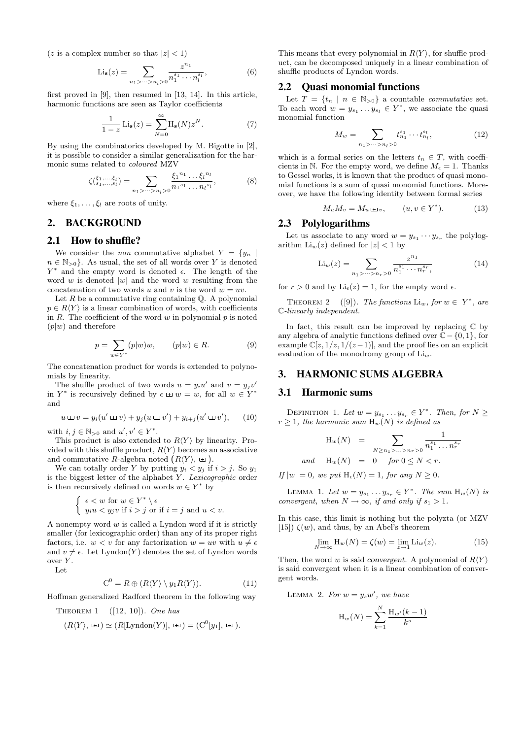($z$ is a complex number so that $|z| < 1$)

$$\mathrm{Li}_{\mathbf{s}}(z) = \sum_{n_1 > \cdots > n_l > 0} \frac{z^{n_1}}{n_1^{s_1} \cdots n_l^{s_l}}, \tag{6}$$

first proved in [9], then resumed in [13, 14]. In this article, harmonic functions are seen as Taylor coefficients

$$\frac{1}{1-z} \mathrm{Li}_{\mathbf{s}}(z) = \sum_{N=0}^{\infty} \mathrm{H}_{\mathbf{s}}(N) z^N. \tag{7}$$

By using the combinatorics developed by M. Bigotte in [2], it is possible to consider a similar generalization for the harmonic sums related to *coloured* MZV

$$\zeta\binom{\xi_1, \ldots, \xi_l}{s_1, \ldots, s_l} = \sum_{n_1 > \cdots > n_l > 0} \frac{\xi_1{}^{n_1} \ldots \xi_l{}^{n_l}}{n_1{}^{s_1} \ldots n_l{}^{s_l}}, \tag{8}$$

where $\xi_1, \ldots, \xi_l$ are roots of unity.

## 2. BACKGROUND

### 2.1 How to shuffle?

We consider the *non* commutative alphabet $Y = \{y_n \mid n \in \mathbb{N}_{>0}\}$. As usual, the set of all words over $Y$ is denoted $Y^*$ and the empty word is denoted $\epsilon$. The length of the word $w$ is denoted $|w|$ and the word $w$ resulting from the concatenation of two words $u$ and $v$ is the word $w = uv$.

Let $R$ be a commutative ring containing $\mathbb{Q}$. A polynomial $p \in R\langle Y \rangle$ is a linear combination of words, with coefficients in $R$. The coefficient of the word $w$ in polynomial $p$ is noted $(p|w)$ and therefore

$$p = \sum_{w \in Y^*} (p|w) w, \qquad (p|w) \in R. \tag{9}$$

The concatenation product for words is extended to polynomials by linearity.

The shuffle product of two words $u = y_i u'$ and $v = y_j v'$ in $Y^*$ is recursively defined by $\epsilon \sqcup\!\sqcup\, w = w$, for all $w \in Y^*$ and

$$u \sqcup\!\sqcup\, v = y_i(u' \sqcup\!\sqcup\, v) + y_j(u \sqcup\!\sqcup\, v') + y_{i+j}(u' \sqcup\!\sqcup\, v'), \tag{10}$$

with $i, j \in \mathbb{N}_{>0}$ and $u', v' \in Y^*$.

This product is also extended to $R\langle Y \rangle$ by linearity. Provided with this shuffle product, $R\langle Y \rangle$ becomes an associative and commutative $R$-algebra noted $\left(R\langle Y \rangle, \sqcup\!\sqcup\right)$.

We can totally order $Y$ by putting $y_i < y_j$ if $i > j$. So $y_1$ is the biggest letter of the alphabet $Y$. *Lexicographic* order is then recursively defined on words $w \in Y^*$ by

$$\begin{cases} \epsilon < w \text{ for } w \in Y^* \setminus \epsilon \\ y_i u < y_j v \text{ if } i > j \text{ or if } i = j \text{ and } u < v. \end{cases}$$

A nonempty word $w$ is called a Lyndon word if it is strictly smaller (for lexicographic order) than any of its proper right factors, i.e. $w < v$ for any factorization $w = uv$ with $u \neq \epsilon$ and $v \neq \epsilon$. Let $\mathrm{Lyndon}(Y)$ denotes the set of Lyndon words over $Y$.

Let

$$\mathrm{C}^0 = R \oplus (R\langle Y \rangle \setminus y_1 R\langle Y \rangle). \tag{11}$$

Hoffman generalized Radford theorem in the following way

Theorem 1 ([12, 10]). *One has*

$$(R\langle Y \rangle, \sqcup\!\sqcup) \simeq (R[\mathrm{Lyndon}(Y)], \sqcup\!\sqcup) = (\mathrm{C}^0[y_1], \sqcup\!\sqcup).$$

This means that every polynomial in $R\langle Y \rangle$, for shuffle product, can be decomposed uniquely in a linear combination of shuffle products of Lyndon words.

### 2.2 Quasi monomial functions

Let $T = \{t_n \mid n \in \mathbb{N}_{>0}\}$ a countable *commutative* set. To each word $w = y_{s_1} \ldots y_{s_l} \in Y^*$, we associate the quasi monomial function

$$M_w = \sum_{n_1 > \cdots > n_l > 0} t_{n_1}^{s_1} \cdots t_{n_l}^{s_l}, \tag{12}$$

which is a formal series on the letters $t_n \in T$, with coefficients in $\mathbb{N}$. For the empty word, we define $M_\epsilon = 1$. Thanks to Gessel works, it is known that the product of quasi monomial functions is a sum of quasi monomial functions. Moreover, we have the following identity between formal series

$$M_u M_v = M_{u \sqcup\!\sqcup\, v}, \qquad (u, v \in Y^*). \tag{13}$$

### 2.3 Polylogarithms

Let us associate to any word $w = y_{s_1} \cdots y_{s_r}$ the polylogarithm $\mathrm{Li}_w(z)$ defined for $|z| < 1$ by

$$\mathrm{Li}_w(z) = \sum_{n_1 > \cdots > n_r > 0} \frac{z^{n_1}}{n_1^{s_1} \cdots n_r^{s_r}}, \tag{14}$$

for $r > 0$ and by $\mathrm{Li}_\epsilon(z) = 1$, for the empty word $\epsilon$.

Theorem 2 ([9]). *The functions $\mathrm{Li}_w$, for $w \in Y^*$, are $\mathbb{C}$-linearly independent.*

In fact, this result can be improved by replacing $\mathbb{C}$ by any algebra of analytic functions defined over $\mathbb{C} - \{0, 1\}$, for example $\mathbb{C}[z, 1/z, 1/(z-1)]$, and the proof lies on an explicit evaluation of the monodromy group of $\mathrm{Li}_w$.

## 3. HARMONIC SUMS ALGEBRA

### 3.1 Harmonic sums

Definition 1. *Let $w = y_{s_1} \ldots y_{s_r} \in Y^*$. Then, for $N \geq r \geq 1$, the harmonic sum $\mathrm{H}_w(N)$ is defined as*

$$\begin{aligned} \mathrm{H}_w(N) &= \sum_{N \geq n_1 > \ldots > n_r > 0} \frac{1}{n_1^{s_1} \ldots n_r^{s_r}} \\ \textit{and} \quad \mathrm{H}_w(N) &= 0 \quad \textit{for } 0 \leq N < r. \end{aligned}$$

*If $|w| = 0$, we put $\mathrm{H}_\epsilon(N) = 1$, for any $N \geq 0$.*

Lemma 1. *Let $w = y_{s_1} \ldots y_{s_r} \in Y^*$. The sum $\mathrm{H}_w(N)$ is convergent, when $N \to \infty$, if and only if $s_1 > 1$.*

In this case, this limit is nothing but the polyzta (or MZV [15]) $\zeta(w)$, and thus, by an Abel's theorem

$$\lim_{N \to \infty} \mathrm{H}_w(N) = \zeta(w) = \lim_{z \to 1} \mathrm{Li}_w(z). \tag{15}$$

Then, the word $w$ is said *convergent*. A polynomial of $R\langle Y \rangle$ is said convergent when it is a linear combination of convergent words.

Lemma 2. *For $w = y_s w'$, we have*

$$\mathrm{H}_w(N) = \sum_{k=1}^{N} \frac{\mathrm{H}_{w'}(k-1)}{k^s}$$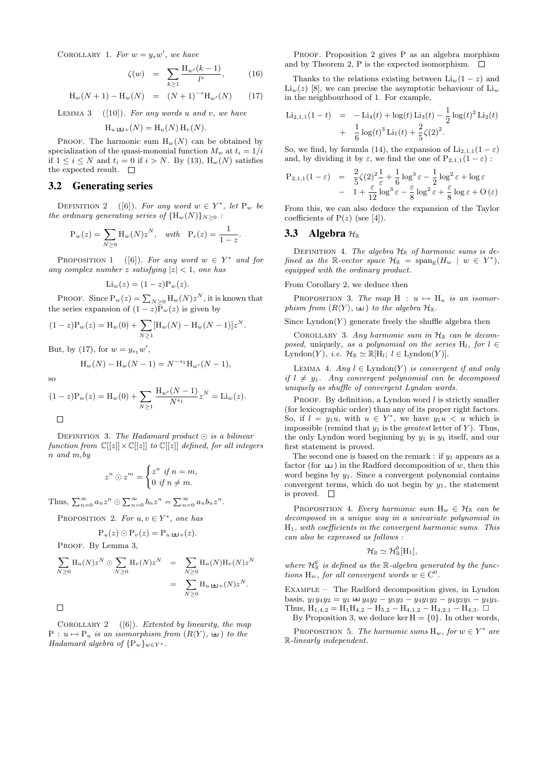COROLLARY 1. *For $w = y_s w'$, we have*

$$\zeta(w) = \sum_{k\geq 1} \frac{\mathrm{H}_{w'}(k-1)}{l^s}, \qquad (16)$$

$$\mathrm{H}_w(N+1) - \mathrm{H}_w(N) = (N+1)^{-s}\mathrm{H}_{w'}(N) \qquad (17)$$

LEMMA 3 ([10]). *For any words $u$ and $v$, we have*

$$\mathrm{H}_{u \sqcup\!\sqcup v}(N) = \mathrm{H}_u(N)\,\mathrm{H}_v(N).$$

PROOF. The harmonic sum $\mathrm{H}_w(N)$ can be obtained by specialization of the quasi-monomial function $M_w$ at $t_i = 1/i$ if $1 \leq i \leq N$ and $t_i = 0$ if $i > N$. By (13), $\mathrm{H}_w(N)$ satisfies the expected result. □

## 3.2 Generating series

DEFINITION 2 ([6]). *For any word $w \in Y^*$, let $\mathrm{P}_w$ be the ordinary generating series of $\{\mathrm{H}_w(N)\}_{N\geq 0}$ :*

$$\mathrm{P}_w(z) = \sum_{N\geq 0} \mathrm{H}_w(N) z^N, \quad \textit{with} \quad \mathrm{P}_\epsilon(z) = \frac{1}{1-z}.$$

PROPOSITION 1 ([6]). *For any word $w \in Y^*$ and for any complex number $z$ satisfying $|z| < 1$, one has*

$$\mathrm{Li}_w(z) = (1-z)\mathrm{P}_w(z).$$

PROOF. Since $\mathrm{P}_w(z) = \sum_{N\geq 0} \mathrm{H}_w(N)z^N$, it is known that the series expansion of $(1-z)\mathrm{P}_w(z)$ is given by

$$(1-z)\mathrm{P}_w(z) = \mathrm{H}_w(0) + \sum_{N\geq 1} [\mathrm{H}_w(N) - \mathrm{H}_w(N-1)]z^N.$$

But, by (17), for $w = y_{s_1}w'$,

$$\mathrm{H}_w(N) - \mathrm{H}_w(N-1) = N^{-s_1}\mathrm{H}_{w'}(N-1),$$

so

$$(1-z)\mathrm{P}_w(z) = \mathrm{H}_w(0) + \sum_{N\geq 1} \frac{\mathrm{H}_{w'}(N-1)}{N^{s_1}} z^N = \mathrm{Li}_w(z).$$

□

DEFINITION 3. *The Hadamard product $\odot$ is a bilinear function from $\mathbb{C}[[z]] \times \mathbb{C}[[z]]$ to $\mathbb{C}[[z]]$ defined, for all integers $n$ and $m$,by*

$$z^n \odot z^m = \begin{cases} z^n \text{ if } n = m, \\ 0 \text{ if } n \neq m. \end{cases}$$

Thus, $\sum_{n=0}^{\infty} a_n z^n \odot \sum_{n=0}^{\infty} b_n z^n = \sum_{n=0}^{\infty} a_n b_n z^n$.

PROPOSITION 2. *For $u, v \in Y^*$, one has*

$$\mathrm{P}_u(z) \odot \mathrm{P}_v(z) = \mathrm{P}_{u \sqcup\!\sqcup v}(z).$$

PROOF. By Lemma 3,

$$\begin{aligned}\sum_{N\geq 0} \mathrm{H}_u(N)z^N \odot \sum_{N\geq 0} \mathrm{H}_v(N)z^N &= \sum_{N\geq 0} \mathrm{H}_u(N)\mathrm{H}_v(N)z^N \\ &= \sum_{N\geq 0} \mathrm{H}_{u \sqcup\!\sqcup v}(N)z^N.\end{aligned}$$

□

COROLLARY 2 ([6]). *Extented by linearity, the map $\mathrm{P} : u \mapsto \mathrm{P}_u$ is an isomorphism from $(R\langle Y\rangle, \sqcup\!\sqcup)$ to the Hadamard algebra of $\{\mathrm{P}_w\}_{w\in Y^*}$.*

PROOF. Proposition 2 gives P as an algebra morphism and by Theorem 2, P is the expected isomorphism. □

Thanks to the relations existing between $\mathrm{Li}_w(1-z)$ and $\mathrm{Li}_w(z)$ [8], we can precise the asymptotic behaviour of $\mathrm{Li}_w$ in the neighbourhood of 1. For example,

$$\begin{aligned}\mathrm{Li}_{2,1,1}(1-t) &= -\mathrm{Li}_4(t) + \log(t)\,\mathrm{Li}_3(t) - \frac{1}{2}\log(t)^2\,\mathrm{Li}_2(t) \\ &+ \frac{1}{6}\log(t)^3\,\mathrm{Li}_1(t) + \frac{2}{5}\zeta(2)^2.\end{aligned}$$

So, we find, by formula (14), the expansion of $\mathrm{Li}_{2,1,1}(1-\varepsilon)$ and, by dividing it by $\varepsilon$, we find the one of $\mathrm{P}_{2,1,1}(1-\varepsilon)$ :

$$\begin{aligned}\mathrm{P}_{2,1,1}(1-\varepsilon) &= \frac{2}{5}\zeta(2)^2\frac{1}{\varepsilon} + \frac{1}{6}\log^3\varepsilon - \frac{1}{2}\log^2\varepsilon + \log\varepsilon \\ &- 1 + \frac{\varepsilon}{12}\log^3\varepsilon - \frac{\varepsilon}{8}\log^2\varepsilon + \frac{\varepsilon}{8}\log\varepsilon + \mathrm{O}(\varepsilon)\end{aligned}$$

From this, we can also deduce the expansion of the Taylor coefficients of $\mathrm{P}(z)$ (see [4]).

## 3.3 Algebra $\mathcal{H}_\mathbb{R}$

DEFINITION 4. *The algebra $\mathcal{H}_\mathbb{R}$ of harmonic sums is defined as the $\mathbb{R}$-vector space $\mathcal{H}_\mathbb{R} = \mathrm{span}_\mathbb{R}(H_w \mid w \in Y^*)$, equipped with the ordinary product.*

From Corollary 2, we deduce then

PROPOSITION 3. *The map $\mathrm{H} : u \mapsto \mathrm{H}_u$ is an isomorphism from $(R\langle Y\rangle, \sqcup\!\sqcup)$ to the algebra $\mathcal{H}_\mathbb{R}$.*

Since $\mathrm{Lyndon}(Y)$ generate freely the shuffle algebra then

COROLLARY 3. *Any harmonic sum in $\mathcal{H}_\mathbb{R}$ can be decomposed,* uniquely, *as a polynomial on the series $\mathrm{H}_l$, for $l \in \mathrm{Lyndon}(Y)$, i.e. $\mathcal{H}_\mathbb{R} \simeq \mathbb{R}[\mathrm{H}_l;\ l \in \mathrm{Lyndon}(Y)]$.*

LEMMA 4. *Any $l \in \mathrm{Lyndon}(Y)$ is convergent if and only if $l \neq y_1$. Any convergent polynomial can be decomposed uniquely as shuffle of convergent Lyndon words.*

PROOF. By definition, a Lyndon word $l$ is strictly smaller (for lexicographic order) than any of its proper right factors. So, if $l = y_1 u$, with $u \in Y^*$, we have $y_1 u < u$ which is impossible (remind that $y_1$ is the *greatest* letter of $Y$). Thus, the only Lyndon word beginning by $y_1$ is $y_1$ itself, and our first statement is proved.

The second one is based on the remark : if $y_1$ appears as a factor (for $\sqcup\!\sqcup$) in the Radford decomposition of $w$, then this word begins by $y_1$. Since a convergent polynomial contains convergent terms, which do not begin by $y_1$, the statement is proved. □

PROPOSITION 4. *Every harmonic sum $\mathrm{H}_w \in \mathcal{H}_\mathbb{R}$ can be decomposed in a unique way in a univariate polynomial in $\mathrm{H}_1$, with coefficients in the convergent harmonic sums. This can also be expressed as follows :*

$$\mathcal{H}_\mathbb{R} \simeq \mathcal{H}^0_\mathbb{R}[\mathrm{H}_1],$$

*where $\mathcal{H}^0_\mathbb{R}$ is defined as the $\mathbb{R}$-algebra generated by the functions $\mathrm{H}_w$, for all convergent words $w \in \mathrm{C}^0$.*

EXAMPLE – The Radford decomposition gives, in Lyndon basis, $y_1y_4y_2 = y_1 \sqcup\!\sqcup y_4y_2 - y_5y_2 - y_4y_1y_2 - y_4y_2y_1 - y_4y_3$. Thus, $\mathrm{H}_{1,4,2} = \mathrm{H}_1\mathrm{H}_{4,2} - \mathrm{H}_{5,2} - \mathrm{H}_{4,1,2} - \mathrm{H}_{4,2,1} - \mathrm{H}_{4,3}$. □

By Proposition 3, we deduce $\ker \mathrm{H} = \{0\}$. In other words,

PROPOSITION 5. *The harmonic sums $\mathrm{H}_w$, for $w \in Y^*$ are $\mathbb{R}$-linearly independent.*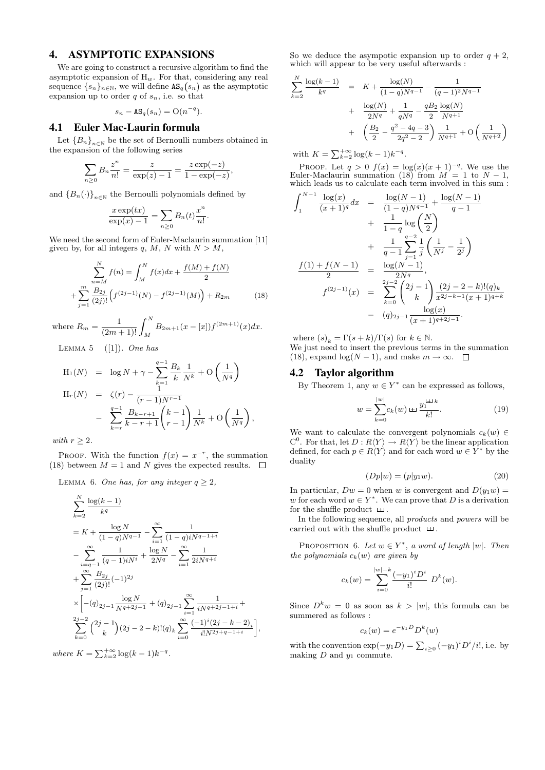## 4. ASYMPTOTIC EXPANSIONS

We are going to construct a recursive algorithm to find the asymptotic expansion of $\mathrm{H}_w$. For that, considering any real sequence $\{s_n\}_{n\in\mathbb{N}}$, we will define $\mathtt{AS}_q(s_n)$ as the asymptotic expansion up to order $q$ of $s_n$, i.e. so that

$$s_n - \mathtt{AS}_q(s_n) = \mathrm{O}(n^{-q}).$$

### 4.1 Euler Mac-Laurin formula

Let $\{B_n\}_{n\in\mathbb{N}}$ be the set of Bernoulli numbers obtained in the expansion of the following series

$$\sum_{n\geq 0} B_n \frac{z^n}{n!} = \frac{z}{\exp(z)-1} = \frac{z\exp(-z)}{1-\exp(-z)},$$

and $\{B_n(\cdot)\}_{n\in\mathbb{N}}$ the Bernoulli polynomials defined by

$$\frac{x\exp(tx)}{\exp(x)-1} = \sum_{n\geq 0} B_n(t)\frac{x^n}{n!}.$$

We need the second form of Euler-Maclaurin summation [11] given by, for all integers $q$, $M$, $N$ with $N > M$,

$$\sum_{n=M}^{N} f(n) = \int_M^N f(x)dx + \frac{f(M)+f(N)}{2} + \sum_{j=1}^{m} \frac{B_{2j}}{(2j)!}\left(f^{(2j-1)}(N) - f^{(2j-1)}(M)\right) + R_{2m} \qquad (18)$$

where $R_m = \dfrac{1}{(2m+1)!}\displaystyle\int_M^N B_{2m+1}(x-[x])f^{(2m+1)}(x)dx.$

LEMMA 5 ([1]). *One has*

$$\mathrm{H}_1(N) = \log N + \gamma - \sum_{k=1}^{q-1}\frac{B_k}{k}\frac{1}{N^k} + \mathrm{O}\left(\frac{1}{N^q}\right)$$

$$\mathrm{H}_r(N) = \zeta(r) - \frac{1}{(r-1)N^{r-1}} - \sum_{k=r}^{q-1}\frac{B_{k-r+1}}{k-r+1}\binom{k-1}{r-1}\frac{1}{N^k} + \mathrm{O}\left(\frac{1}{N^q}\right),$$

*with* $r\geq 2$.

PROOF. With the function $f(x) = x^{-r}$, the summation (18) between $M=1$ and $N$ gives the expected results. $\square$

LEMMA 6. *One has, for any integer* $q\geq 2$,

$$\begin{aligned}
&\sum_{k=2}^{N}\frac{\log(k-1)}{k^q} \\
&= K + \frac{\log N}{(1-q)N^{q-1}} - \sum_{i=1}^{\infty}\frac{1}{(1-q)iN^{q-1+i}} \\
&- \sum_{i=q-1}^{\infty}\frac{1}{(q-1)iN^i} + \frac{\log N}{2N^q} - \sum_{i=1}^{\infty}\frac{1}{2iN^{q+i}} \\
&+ \sum_{j=1}^{\infty}\frac{B_{2j}}{(2j)!}(-1)^{2j} \\
&\times\Bigg[-(q)_{2j-1}\frac{\log N}{N^{q+2j-1}} + (q)_{2j-1}\sum_{i=1}^{\infty}\frac{1}{iN^{q+2j-1+i}} + \\
&\sum_{k=0}^{2j-2}\binom{2j-1}{k}(2j-2-k)!(q)_k\sum_{i=0}^{\infty}\frac{(-1)^i(2j-k-2)_i}{i!N^{2j+q-1+i}}\Bigg],
\end{aligned}$$

*where* $K = \sum_{k=2}^{+\infty}\log(k-1)k^{-q}$.

So we deduce the asympotic expansion up to order $q+2$, which will appear to be very useful afterwards :

$$\begin{aligned}
\sum_{k=2}^{N}\frac{\log(k-1)}{k^q} &= K + \frac{\log(N)}{(1-q)N^{q-1}} - \frac{1}{(q-1)^2N^{q-1}} \\
&+ \frac{\log(N)}{2N^q} + \frac{1}{qN^q} - \frac{qB_2}{2}\frac{\log(N)}{N^{q+1}} \\
&+ \left(\frac{B_2}{2} - \frac{q^2-4q-3}{2q^2-2}\right)\frac{1}{N^{q+1}} + \mathrm{O}\left(\frac{1}{N^{q+2}}\right)
\end{aligned}$$

with $K = \sum_{k=2}^{+\infty}\log(k-1)k^{-q}$.

PROOF. Let $q>0$ $f(x) = \log(x)(x+1)^{-q}$. We use the Euler-Maclaurin summation (18) from $M=1$ to $N-1$, which leads us to calculate each term involved in this sum :

$$\begin{aligned}
\int_1^{N-1}\frac{\log(x)}{(x+1)^q}dx &= \frac{\log(N-1)}{(1-q)N^{q-1}} + \frac{\log(N-1)}{q-1} \\
&+ \frac{1}{1-q}\log\left(\frac{N}{2}\right) \\
&+ \frac{1}{q-1}\sum_{j=1}^{q-2}\frac{1}{j}\left(\frac{1}{N^j} - \frac{1}{2^j}\right) \\
\frac{f(1)+f(N-1)}{2} &= \frac{\log(N-1)}{2N^q}, \\
f^{(2j-1)}(x) &= \sum_{k=0}^{2j-2}\binom{2j-1}{k}\frac{(2j-2-k)!(q)_k}{x^{2j-k-1}(x+1)^{q+k}} \\
&- (q)_{2j-1}\frac{\log(x)}{(x+1)^{q+2j-1}}.
\end{aligned}$$

where $(s)_k = \Gamma(s+k)/\Gamma(s)$ for $k\in\mathbb{N}$.
We just need to insert the previous terms in the summation (18), expand $\log(N-1)$, and make $m\to\infty$. $\square$

### 4.2 Taylor algorithm

By Theorem 1, any $w\in Y^*$ can be expressed as follows,

$$w = \sum_{k=0}^{|w|} c_k(w) \mathbin{ш} \frac{y_1^{\mathbin{ш} k}}{k!}. \qquad (19)$$

We want to calculate the convergent polynomials $c_k(w)\in \mathrm{C}^0$. For that, let $D: R\langle Y\rangle \to R\langle Y\rangle$ be the linear application defined, for each $p\in R\langle Y\rangle$ and for each word $w\in Y^*$ by the duality

$$(Dp|w) = (p|y_1 w). \qquad (20)$$

In particular, $Dw = 0$ when $w$ is convergent and $D(y_1 w) = w$ for each word $w\in Y^*$. We can prove that $D$ is a derivation for the shuffle product $ш$.

In the following sequence, all *products* and *powers* will be carried out with the shuffle product $ш$.

PROPOSITION 6. *Let* $w\in Y^*$, *a word of length* $|w|$. *Then the polynomials* $c_k(w)$ *are given by*

$$c_k(w) = \sum_{i=0}^{|w|-k}\frac{(-y_1)^i D^i}{i!}\ D^k(w).$$

Since $D^k w = 0$ as soon as $k > |w|$, this formula can be summered as follows :

$$c_k(w) = e^{-y_1 D}D^k(w)$$

with the convention $\exp(-y_1 D) = \sum_{i\geq 0}(-y_1)^i D^i/i!$, i.e. by making $D$ and $y_1$ commute.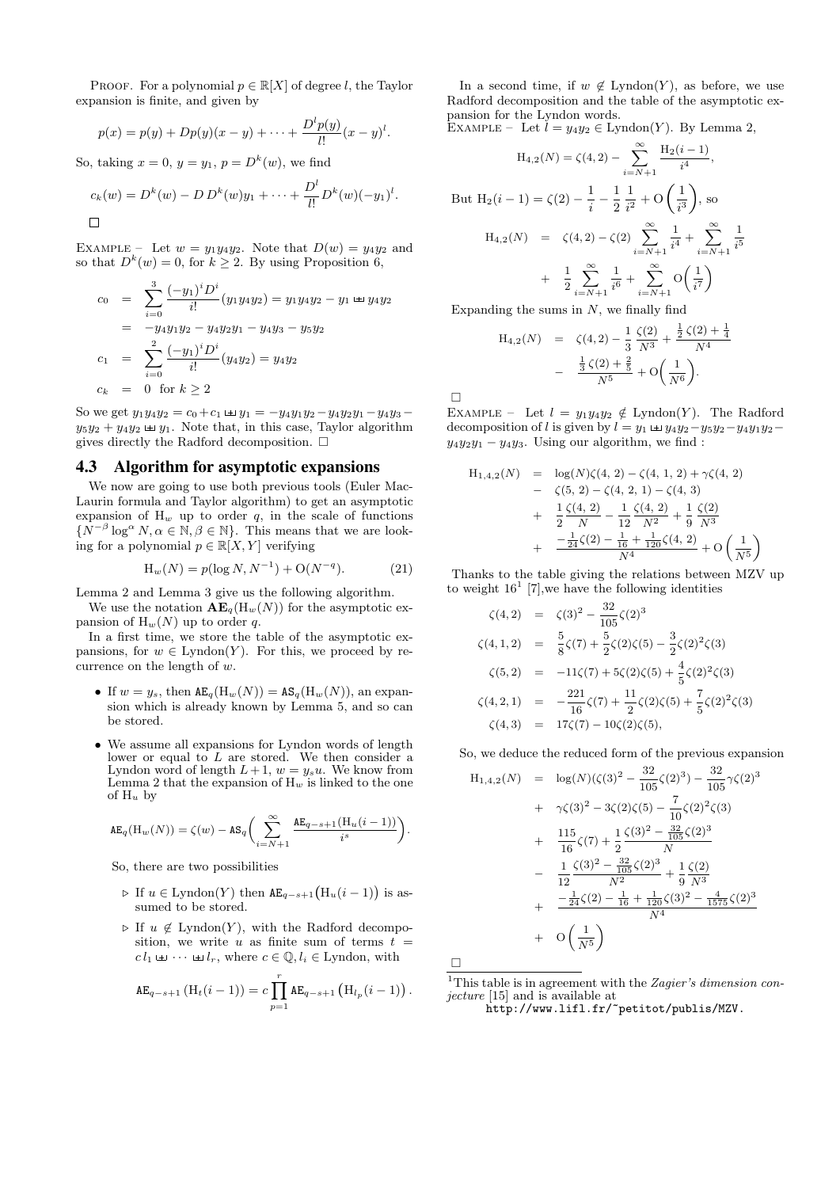Proof. For a polynomial $p \in \mathbb{R}[X]$ of degree $l$, the Taylor expansion is finite, and given by

$$p(x) = p(y) + Dp(y)(x-y) + \cdots + \frac{D^l p(y)}{l!}(x-y)^l.$$

So, taking $x=0$, $y=y_1$, $p=D^k(w)$, we find

$$c_k(w) = D^k(w) - D\, D^k(w) y_1 + \cdots + \frac{D^l}{l!} D^k(w)(-y_1)^l.$$

□

Example – Let $w = y_1y_4y_2$. Note that $D(w) = y_4y_2$ and so that $D^k(w) = 0$, for $k \geq 2$. By using Proposition 6,

$$\begin{aligned}
c_0 &= \sum_{i=0}^{3} \frac{(-y_1)^i D^i}{i!}(y_1y_4y_2) = y_1y_4y_2 - y_1 ⧢ y_4y_2 \\
&= -y_4y_1y_2 - y_4y_2y_1 - y_4y_3 - y_5y_2 \\
c_1 &= \sum_{i=0}^{2} \frac{(-y_1)^i D^i}{i!}(y_4y_2) = y_4y_2 \\
c_k &= 0 \ \text{ for } k \geq 2
\end{aligned}$$

So we get $y_1y_4y_2 = c_0 + c_1 ⧢ y_1 = -y_4y_1y_2 - y_4y_2y_1 - y_4y_3 - y_5y_2 + y_4y_2 ⧢ y_1$. Note that, in this case, Taylor algorithm gives directly the Radford decomposition. □

## 4.3 Algorithm for asymptotic expansions

We now are going to use both previous tools (Euler Mac-Laurin formula and Taylor algorithm) to get an asymptotic expansion of $\mathrm{H}_w$ up to order $q$, in the scale of functions $\{N^{-\beta}\log^\alpha N, \alpha \in \mathbb{N}, \beta \in \mathbb{N}\}$. This means that we are looking for a polynomial $p \in \mathbb{R}[X,Y]$ verifying

$$\mathrm{H}_w(N) = p(\log N, N^{-1}) + \mathrm{O}(N^{-q}). \tag{21}$$

Lemma 2 and Lemma 3 give us the following algorithm.

We use the notation $\mathbf{AE}_q(\mathrm{H}_w(N))$ for the asymptotic expansion of $\mathrm{H}_w(N)$ up to order $q$.

In a first time, we store the table of the asymptotic expansions, for $w \in \mathrm{Lyndon}(Y)$. For this, we proceed by recurrence on the length of $w$.

- If $w = y_s$, then $\mathtt{AE}_q(\mathrm{H}_w(N)) = \mathtt{AS}_q(\mathrm{H}_w(N))$, an expansion which is already known by Lemma 5, and so can be stored.
- We assume all expansions for Lyndon words of length lower or equal to $L$ are stored. We then consider a Lyndon word of length $L+1$, $w = y_s u$. We know from Lemma 2 that the expansion of $\mathrm{H}_w$ is linked to the one of $\mathrm{H}_u$ by

$$\mathtt{AE}_q(\mathrm{H}_w(N)) = \zeta(w) - \mathtt{AS}_q\Big(\sum_{i=N+1}^{\infty} \frac{\mathtt{AE}_{q-s+1}(\mathrm{H}_u(i-1))}{i^s}\Big).$$

  So, there are two possibilities

  - ▷ If $u \in \mathrm{Lyndon}(Y)$ then $\mathtt{AE}_{q-s+1}\big(\mathrm{H}_u(i-1)\big)$ is assumed to be stored.
  - ▷ If $u \notin \mathrm{Lyndon}(Y)$, with the Radford decomposition, we write $u$ as finite sum of terms $t = c\, l_1 ⧢ \cdots ⧢ l_r$, where $c \in \mathbb{Q}, l_i \in$ Lyndon, with

$$\mathtt{AE}_{q-s+1}\left(\mathrm{H}_t(i-1)\right) = c \prod_{p=1}^{r} \mathtt{AE}_{q-s+1}\big(\mathrm{H}_{l_p}(i-1)\big).$$

In a second time, if $w \notin \mathrm{Lyndon}(Y)$, as before, we use Radford decomposition and the table of the asymptotic expansion for the Lyndon words.

Example – Let $l = y_4y_2 \in \mathrm{Lyndon}(Y)$. By Lemma 2,

$$\mathrm{H}_{4,2}(N) = \zeta(4,2) - \sum_{i=N+1}^{\infty} \frac{\mathrm{H}_2(i-1)}{i^4},$$

But $\mathrm{H}_2(i-1) = \zeta(2) - \frac{1}{i} - \frac{1}{2}\frac{1}{i^2} + \mathrm{O}\left(\frac{1}{i^3}\right)$, so

$$\begin{aligned}
\mathrm{H}_{4,2}(N) &= \zeta(4,2) - \zeta(2)\sum_{i=N+1}^{\infty}\frac{1}{i^4} + \sum_{i=N+1}^{\infty}\frac{1}{i^5} \\
&+ \frac{1}{2}\sum_{i=N+1}^{\infty}\frac{1}{i^6} + \sum_{i=N+1}^{\infty}\mathrm{O}\Big(\frac{1}{i^7}\Big)
\end{aligned}$$

Expanding the sums in $N$, we finally find

$$\begin{aligned}
\mathrm{H}_{4,2}(N) &= \zeta(4,2) - \frac{1}{3}\frac{\zeta(2)}{N^3} + \frac{\frac{1}{2}\zeta(2) + \frac{1}{4}}{N^4} \\
&- \frac{\frac{1}{3}\zeta(2) + \frac{2}{5}}{N^5} + \mathrm{O}\Big(\frac{1}{N^6}\Big).
\end{aligned}$$

□

Example – Let $l = y_1y_4y_2 \notin \mathrm{Lyndon}(Y)$. The Radford decomposition of $l$ is given by $l = y_1 ⧢ y_4y_2 - y_5y_2 - y_4y_1y_2 - y_4y_2y_1 - y_4y_3$. Using our algorithm, we find :

$$\begin{aligned}
\mathrm{H}_{1,4,2}(N) &= \log(N)\zeta(4,2) - \zeta(4,1,2) + \gamma\zeta(4,2) \\
&- \zeta(5,2) - \zeta(4,2,1) - \zeta(4,3) \\
&+ \frac{1}{2}\frac{\zeta(4,2)}{N} - \frac{1}{12}\frac{\zeta(4,2)}{N^2} + \frac{1}{9}\frac{\zeta(2)}{N^3} \\
&+ \frac{-\frac{1}{24}\zeta(2) - \frac{1}{16} + \frac{1}{120}\zeta(4,2)}{N^4} + \mathrm{O}\left(\frac{1}{N^5}\right)
\end{aligned}$$

Thanks to the table giving the relations between MZV up to weight 16[1] [7],we have the following identities

$$\begin{aligned}
\zeta(4,2) &= \zeta(3)^2 - \frac{32}{105}\zeta(2)^3 \\
\zeta(4,1,2) &= \frac{5}{8}\zeta(7) + \frac{5}{2}\zeta(2)\zeta(5) - \frac{3}{2}\zeta(2)^2\zeta(3) \\
\zeta(5,2) &= -11\zeta(7) + 5\zeta(2)\zeta(5) + \frac{4}{5}\zeta(2)^2\zeta(3) \\
\zeta(4,2,1) &= -\frac{221}{16}\zeta(7) + \frac{11}{2}\zeta(2)\zeta(5) + \frac{7}{5}\zeta(2)^2\zeta(3) \\
\zeta(4,3) &= 17\zeta(7) - 10\zeta(2)\zeta(5),
\end{aligned}$$

So, we deduce the reduced form of the previous expansion

$$\begin{aligned}
\mathrm{H}_{1,4,2}(N) &= \log(N)(\zeta(3)^2 - \frac{32}{105}\zeta(2)^3) - \frac{32}{105}\gamma\zeta(2)^3 \\
&+ \gamma\zeta(3)^2 - 3\zeta(2)\zeta(5) - \frac{7}{10}\zeta(2)^2\zeta(3) \\
&+ \frac{115}{16}\zeta(7) + \frac{1}{2}\frac{\zeta(3)^2 - \frac{32}{105}\zeta(2)^3}{N} \\
&- \frac{1}{12}\frac{\zeta(3)^2 - \frac{32}{105}\zeta(2)^3}{N^2} + \frac{1}{9}\frac{\zeta(2)}{N^3} \\
&+ \frac{-\frac{1}{24}\zeta(2) - \frac{1}{16} + \frac{1}{120}\zeta(3)^2 - \frac{4}{1575}\zeta(2)^3}{N^4} \\
&+ \mathrm{O}\left(\frac{1}{N^5}\right)
\end{aligned}$$

□

[1] This table is in agreement with the *Zagier's dimension conjecture* [15] and is available at
`http://www.lifl.fr/~petitot/publis/MZV.`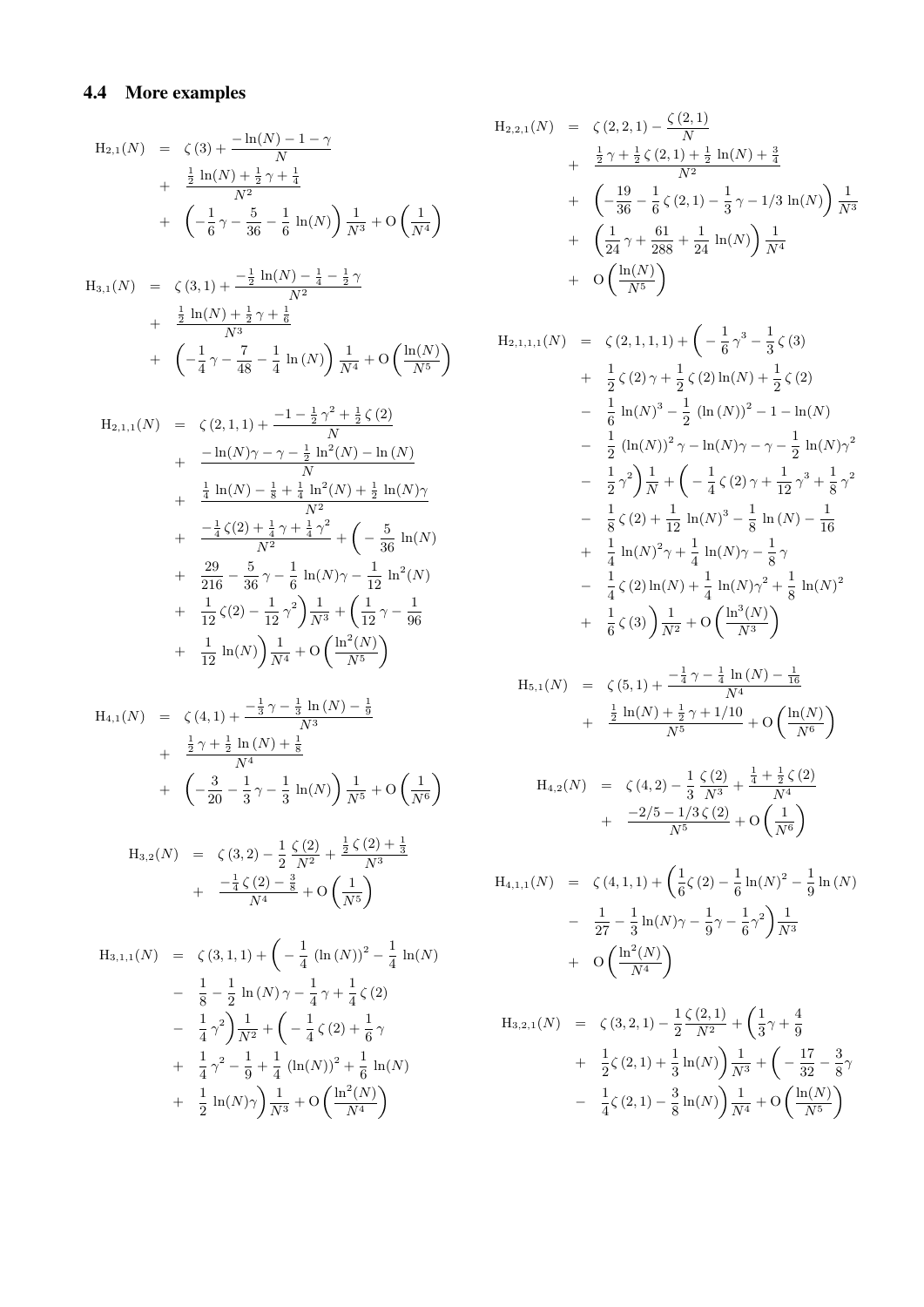### 4.4 More examples

$$
\begin{aligned}
\mathrm{H}_{2,1}(N) &= \zeta(3) + \frac{-\ln(N) - 1 - \gamma}{N} \\
&+ \frac{\frac{1}{2}\ln(N) + \frac{1}{2}\gamma + \frac{1}{4}}{N^2} \\
&+ \left(-\frac{1}{6}\gamma - \frac{5}{36} - \frac{1}{6}\ln(N)\right)\frac{1}{N^3} + \mathrm{O}\left(\frac{1}{N^4}\right)
\end{aligned}
$$

$$
\begin{aligned}
\mathrm{H}_{3,1}(N) &= \zeta(3,1) + \frac{-\frac{1}{2}\ln(N) - \frac{1}{4} - \frac{1}{2}\gamma}{N^2} \\
&+ \frac{\frac{1}{2}\ln(N) + \frac{1}{2}\gamma + \frac{1}{6}}{N^3} \\
&+ \left(-\frac{1}{4}\gamma - \frac{7}{48} - \frac{1}{4}\ln(N)\right)\frac{1}{N^4} + \mathrm{O}\left(\frac{\ln(N)}{N^5}\right)
\end{aligned}
$$

$$
\begin{aligned}
\mathrm{H}_{2,1,1}(N) &= \zeta(2,1,1) + \frac{-1 - \frac{1}{2}\gamma^2 + \frac{1}{2}\zeta(2)}{N} \\
&+ \frac{-\ln(N)\gamma - \gamma - \frac{1}{2}\ln^2(N) - \ln(N)}{N} \\
&+ \frac{\frac{1}{4}\ln(N) - \frac{1}{8} + \frac{1}{4}\ln^2(N) + \frac{1}{2}\ln(N)\gamma}{N^2} \\
&+ \frac{-\frac{1}{4}\zeta(2) + \frac{1}{4}\gamma + \frac{1}{4}\gamma^2}{N^2} + \left(-\frac{5}{36}\ln(N)\right. \\
&+ \frac{29}{216} - \frac{5}{36}\gamma - \frac{1}{6}\ln(N)\gamma - \frac{1}{12}\ln^2(N) \\
&+ \left.\frac{1}{12}\zeta(2) - \frac{1}{12}\gamma^2\right)\frac{1}{N^3} + \left(\frac{1}{12}\gamma - \frac{1}{96}\right. \\
&+ \left.\frac{1}{12}\ln(N)\right)\frac{1}{N^4} + \mathrm{O}\left(\frac{\ln^2(N)}{N^5}\right)
\end{aligned}
$$

$$
\begin{aligned}
\mathrm{H}_{4,1}(N) &= \zeta(4,1) + \frac{-\frac{1}{3}\gamma - \frac{1}{3}\ln(N) - \frac{1}{9}}{N^3} \\
&+ \frac{\frac{1}{2}\gamma + \frac{1}{2}\ln(N) + \frac{1}{8}}{N^4} \\
&+ \left(-\frac{3}{20} - \frac{1}{3}\gamma - \frac{1}{3}\ln(N)\right)\frac{1}{N^5} + \mathrm{O}\left(\frac{1}{N^6}\right)
\end{aligned}
$$

$$
\begin{aligned}
\mathrm{H}_{3,2}(N) &= \zeta(3,2) - \frac{1}{2}\frac{\zeta(2)}{N^2} + \frac{\frac{1}{2}\zeta(2) + \frac{1}{3}}{N^3} \\
&+ \frac{-\frac{1}{4}\zeta(2) - \frac{3}{8}}{N^4} + \mathrm{O}\left(\frac{1}{N^5}\right)
\end{aligned}
$$

$$
\begin{aligned}
\mathrm{H}_{3,1,1}(N) &= \zeta(3,1,1) + \left(-\frac{1}{4}(\ln(N))^2 - \frac{1}{4}\ln(N)\right. \\
&- \frac{1}{8} - \frac{1}{2}\ln(N)\gamma - \frac{1}{4}\gamma + \frac{1}{4}\zeta(2) \\
&- \left.\frac{1}{4}\gamma^2\right)\frac{1}{N^2} + \left(-\frac{1}{4}\zeta(2) + \frac{1}{6}\gamma\right. \\
&+ \frac{1}{4}\gamma^2 - \frac{1}{9} + \frac{1}{4}(\ln(N))^2 + \frac{1}{6}\ln(N) \\
&+ \left.\frac{1}{2}\ln(N)\gamma\right)\frac{1}{N^3} + \mathrm{O}\left(\frac{\ln^2(N)}{N^4}\right)
\end{aligned}
$$

$$
\begin{aligned}
\mathrm{H}_{2,2,1}(N) &= \zeta(2,2,1) - \frac{\zeta(2,1)}{N} \\
&+ \frac{\frac{1}{2}\gamma + \frac{1}{2}\zeta(2,1) + \frac{1}{2}\ln(N) + \frac{3}{4}}{N^2} \\
&+ \left(-\frac{19}{36} - \frac{1}{6}\zeta(2,1) - \frac{1}{3}\gamma - 1/3\ln(N)\right)\frac{1}{N^3} \\
&+ \left(\frac{1}{24}\gamma + \frac{61}{288} + \frac{1}{24}\ln(N)\right)\frac{1}{N^4} \\
&+ \mathrm{O}\left(\frac{\ln(N)}{N^5}\right)
\end{aligned}
$$

$$
\begin{aligned}
\mathrm{H}_{2,1,1,1}(N) &= \zeta(2,1,1,1) + \left(-\frac{1}{6}\gamma^3 - \frac{1}{3}\zeta(3)\right. \\
&+ \frac{1}{2}\zeta(2)\gamma + \frac{1}{2}\zeta(2)\ln(N) + \frac{1}{2}\zeta(2) \\
&- \frac{1}{6}\ln(N)^3 - \frac{1}{2}(\ln(N))^2 - 1 - \ln(N) \\
&- \frac{1}{2}(\ln(N))^2\gamma - \ln(N)\gamma - \gamma - \frac{1}{2}\ln(N)\gamma^2 \\
&- \left.\frac{1}{2}\gamma^2\right)\frac{1}{N} + \left(-\frac{1}{4}\zeta(2)\gamma + \frac{1}{12}\gamma^3 + \frac{1}{8}\gamma^2\right. \\
&- \frac{1}{8}\zeta(2) + \frac{1}{12}\ln(N)^3 - \frac{1}{8}\ln(N) - \frac{1}{16} \\
&+ \frac{1}{4}\ln(N)^2\gamma + \frac{1}{4}\ln(N)\gamma - \frac{1}{8}\gamma \\
&- \frac{1}{4}\zeta(2)\ln(N) + \frac{1}{4}\ln(N)\gamma^2 + \frac{1}{8}\ln(N)^2 \\
&+ \left.\frac{1}{6}\zeta(3)\right)\frac{1}{N^2} + \mathrm{O}\left(\frac{\ln^3(N)}{N^3}\right)
\end{aligned}
$$

$$
\begin{aligned}
\mathrm{H}_{5,1}(N) &= \zeta(5,1) + \frac{-\frac{1}{4}\gamma - \frac{1}{4}\ln(N) - \frac{1}{16}}{N^4} \\
&+ \frac{\frac{1}{2}\ln(N) + \frac{1}{2}\gamma + 1/10}{N^5} + \mathrm{O}\left(\frac{\ln(N)}{N^6}\right)
\end{aligned}
$$

$$
\begin{aligned}
\mathrm{H}_{4,2}(N) &= \zeta(4,2) - \frac{1}{3}\frac{\zeta(2)}{N^3} + \frac{\frac{1}{4} + \frac{1}{2}\zeta(2)}{N^4} \\
&+ \frac{-2/5 - 1/3\,\zeta(2)}{N^5} + \mathrm{O}\left(\frac{1}{N^6}\right)
\end{aligned}
$$

$$
\begin{aligned}
\mathrm{H}_{4,1,1}(N) &= \zeta(4,1,1) + \left(\frac{1}{6}\zeta(2) - \frac{1}{6}\ln(N)^2 - \frac{1}{9}\ln(N)\right. \\
&- \left.\frac{1}{27} - \frac{1}{3}\ln(N)\gamma - \frac{1}{9}\gamma - \frac{1}{6}\gamma^2\right)\frac{1}{N^3} \\
&+ \mathrm{O}\left(\frac{\ln^2(N)}{N^4}\right)
\end{aligned}
$$

$$
\begin{aligned}
\mathrm{H}_{3,2,1}(N) &= \zeta(3,2,1) - \frac{1}{2}\frac{\zeta(2,1)}{N^2} + \left(\frac{1}{3}\gamma + \frac{4}{9}\right. \\
&+ \left.\frac{1}{2}\zeta(2,1) + \frac{1}{3}\ln(N)\right)\frac{1}{N^3} + \left(-\frac{17}{32} - \frac{3}{8}\gamma\right. \\
&- \left.\frac{1}{4}\zeta(2,1) - \frac{3}{8}\ln(N)\right)\frac{1}{N^4} + \mathrm{O}\left(\frac{\ln(N)}{N^5}\right)
\end{aligned}
$$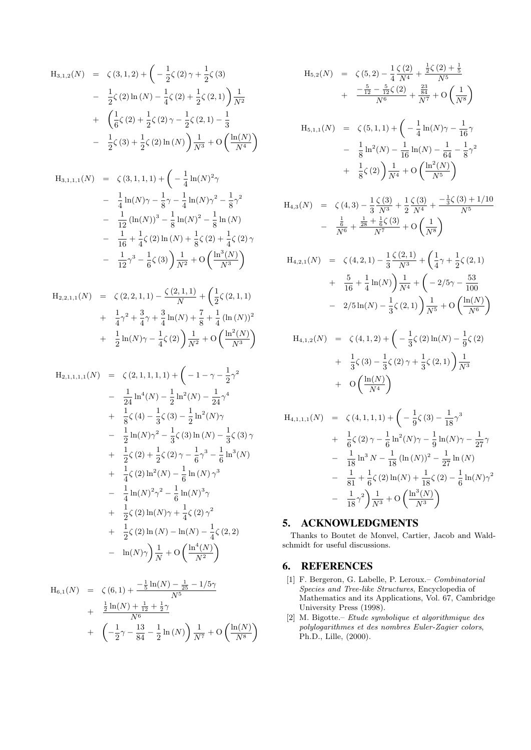$$
\begin{aligned}
\mathrm{H}_{3,1,2}(N) &= \zeta(3,1,2) + \Big( -\frac{1}{2}\zeta(2)\gamma + \frac{1}{2}\zeta(3) \\
&- \frac{1}{2}\zeta(2)\ln(N) - \frac{1}{4}\zeta(2) + \frac{1}{2}\zeta(2,1)\Big)\frac{1}{N^2} \\
&+ \Big(\frac{1}{6}\zeta(2) + \frac{1}{2}\zeta(2)\gamma - \frac{1}{2}\zeta(2,1) - \frac{1}{3} \\
&- \frac{1}{2}\zeta(3) + \frac{1}{2}\zeta(2)\ln(N)\Big)\frac{1}{N^3} + \mathrm{O}\left(\frac{\ln(N)}{N^4}\right)
\end{aligned}
$$

$$
\begin{aligned}
\mathrm{H}_{3,1,1,1}(N) &= \zeta(3,1,1,1) + \Big( -\frac{1}{4}\ln(N)^2\gamma \\
&- \frac{1}{4}\ln(N)\gamma - \frac{1}{8}\gamma - \frac{1}{4}\ln(N)\gamma^2 - \frac{1}{8}\gamma^2 \\
&- \frac{1}{12}(\ln(N))^3 - \frac{1}{8}\ln(N)^2 - \frac{1}{8}\ln(N) \\
&- \frac{1}{16} + \frac{1}{4}\zeta(2)\ln(N) + \frac{1}{8}\zeta(2) + \frac{1}{4}\zeta(2)\gamma \\
&- \frac{1}{12}\gamma^3 - \frac{1}{6}\zeta(3)\Big)\frac{1}{N^2} + \mathrm{O}\left(\frac{\ln^3(N)}{N^3}\right)
\end{aligned}
$$

$$
\begin{aligned}
\mathrm{H}_{2,2,1,1}(N) &= \zeta(2,2,1,1) - \frac{\zeta(2,1,1)}{N} + \Big(\frac{1}{2}\zeta(2,1,1) \\
&+ \frac{1}{4}\gamma^2 + \frac{3}{4}\gamma + \frac{3}{4}\ln(N) + \frac{7}{8} + \frac{1}{4}(\ln(N))^2 \\
&+ \frac{1}{2}\ln(N)\gamma - \frac{1}{4}\zeta(2)\Big)\frac{1}{N^2} + \mathrm{O}\left(\frac{\ln^2(N)}{N^3}\right)
\end{aligned}
$$

$$
\begin{aligned}
\mathrm{H}_{2,1,1,1,1}(N) &= \zeta(2,1,1,1,1) + \Big( -1 - \gamma - \frac{1}{2}\gamma^2 \\
&- \frac{1}{24}\ln^4(N) - \frac{1}{2}\ln^2(N) - \frac{1}{24}\gamma^4 \\
&+ \frac{1}{8}\zeta(4) - \frac{1}{3}\zeta(3) - \frac{1}{2}\ln^2(N)\gamma \\
&- \frac{1}{2}\ln(N)\gamma^2 - \frac{1}{3}\zeta(3)\ln(N) - \frac{1}{3}\zeta(3)\gamma \\
&+ \frac{1}{2}\zeta(2) + \frac{1}{2}\zeta(2)\gamma - \frac{1}{6}\gamma^3 - \frac{1}{6}\ln^3(N) \\
&+ \frac{1}{4}\zeta(2)\ln^2(N) - \frac{1}{6}\ln(N)\gamma^3 \\
&- \frac{1}{4}\ln(N)^2\gamma^2 - \frac{1}{6}\ln(N)^3\gamma \\
&+ \frac{1}{2}\zeta(2)\ln(N)\gamma + \frac{1}{4}\zeta(2)\gamma^2 \\
&+ \frac{1}{2}\zeta(2)\ln(N) - \ln(N) - \frac{1}{4}\zeta(2,2) \\
&- \ln(N)\gamma\Big)\frac{1}{N} + \mathrm{O}\left(\frac{\ln^4(N)}{N^2}\right)
\end{aligned}
$$

$$
\begin{aligned}
\mathrm{H}_{6,1}(N) &= \zeta(6,1) + \frac{-\frac{1}{5}\ln(N) - \frac{1}{25} - 1/5\gamma}{N^5} \\
&+ \frac{\frac{1}{2}\ln(N) + \frac{1}{12} + \frac{1}{2}\gamma}{N^6} \\
&+ \left(-\frac{1}{2}\gamma - \frac{13}{84} - \frac{1}{2}\ln(N)\right)\frac{1}{N^7} + \mathrm{O}\left(\frac{\ln(N)}{N^8}\right)
\end{aligned}
$$

$$
\begin{aligned}
\mathrm{H}_{5,2}(N) &= \zeta(5,2) - \frac{1}{4}\frac{\zeta(2)}{N^4} + \frac{\frac{1}{2}\zeta(2) + \frac{1}{5}}{N^5} \\
&+ \frac{-\frac{5}{12} - \frac{5}{12}\zeta(2)}{N^6} + \frac{\frac{23}{84}}{N^7} + \mathrm{O}\left(\frac{1}{N^8}\right)
\end{aligned}
$$

$$
\begin{aligned}
\mathrm{H}_{5,1,1}(N) &= \zeta(5,1,1) + \Big( -\frac{1}{4}\ln(N)\gamma - \frac{1}{16}\gamma \\
&- \frac{1}{8}\ln^2(N) - \frac{1}{16}\ln(N) - \frac{1}{64} - \frac{1}{8}\gamma^2 \\
&+ \frac{1}{8}\zeta(2)\Big)\frac{1}{N^4} + \mathrm{O}\left(\frac{\ln^2(N)}{N^5}\right)
\end{aligned}
$$

$$
\begin{aligned}
\mathrm{H}_{4,3}(N) &= \zeta(4,3) - \frac{1}{3}\frac{\zeta(3)}{N^3} + \frac{1}{2}\frac{\zeta(3)}{N^4} + \frac{-\frac{1}{3}\zeta(3) + 1/10}{N^5} \\
&- \frac{\frac{1}{6}}{N^6} + \frac{\frac{1}{28} + \frac{1}{6}\zeta(3)}{N^7} + \mathrm{O}\left(\frac{1}{N^8}\right)
\end{aligned}
$$

$$
\begin{aligned}
\mathrm{H}_{4,2,1}(N) &= \zeta(4,2,1) - \frac{1}{3}\frac{\zeta(2,1)}{N^3} + \Big(\frac{1}{4}\gamma + \frac{1}{2}\zeta(2,1) \\
&+ \frac{5}{16} + \frac{1}{4}\ln(N)\Big)\frac{1}{N^4} + \Big( -2/5\gamma - \frac{53}{100} \\
&- 2/5\ln(N) - \frac{1}{3}\zeta(2,1)\Big)\frac{1}{N^5} + \mathrm{O}\left(\frac{\ln(N)}{N^6}\right)
\end{aligned}
$$

$$
\begin{aligned}
\mathrm{H}_{4,1,2}(N) &= \zeta(4,1,2) + \Big( -\frac{1}{3}\zeta(2)\ln(N) - \frac{1}{9}\zeta(2) \\
&+ \frac{1}{3}\zeta(3) - \frac{1}{3}\zeta(2)\gamma + \frac{1}{3}\zeta(2,1)\Big)\frac{1}{N^3} \\
&+ \mathrm{O}\left(\frac{\ln(N)}{N^4}\right)
\end{aligned}
$$

$$
\begin{aligned}
\mathrm{H}_{4,1,1,1}(N) &= \zeta(4,1,1,1) + \Big( -\frac{1}{9}\zeta(3) - \frac{1}{18}\gamma^3 \\
&+ \frac{1}{6}\zeta(2)\gamma - \frac{1}{6}\ln^2(N)\gamma - \frac{1}{9}\ln(N)\gamma - \frac{1}{27}\gamma \\
&- \frac{1}{18}\ln^3 N - \frac{1}{18}(\ln(N))^2 - \frac{1}{27}\ln(N) \\
&- \frac{1}{81} + \frac{1}{6}\zeta(2)\ln(N) + \frac{1}{18}\zeta(2) - \frac{1}{6}\ln(N)\gamma^2 \\
&- \frac{1}{18}\gamma^2\Big)\frac{1}{N^3} + \mathrm{O}\left(\frac{\ln^3(N)}{N^3}\right)
\end{aligned}
$$

## 5. ACKNOWLEDGMENTS

Thanks to Boutet de Monvel, Cartier, Jacob and Waldschmidt for useful discussions.

## 6. REFERENCES

[1] F. Bergeron, G. Labelle, P. Leroux.– *Combinatorial Species and Tree-like Structures*, Encyclopedia of Mathematics and its Applications, Vol. 67, Cambridge University Press (1998).

[2] M. Bigotte.– *Etude symbolique et algorithmique des polylogarithmes et des nombres Euler-Zagier colors*, Ph.D., Lille, (2000).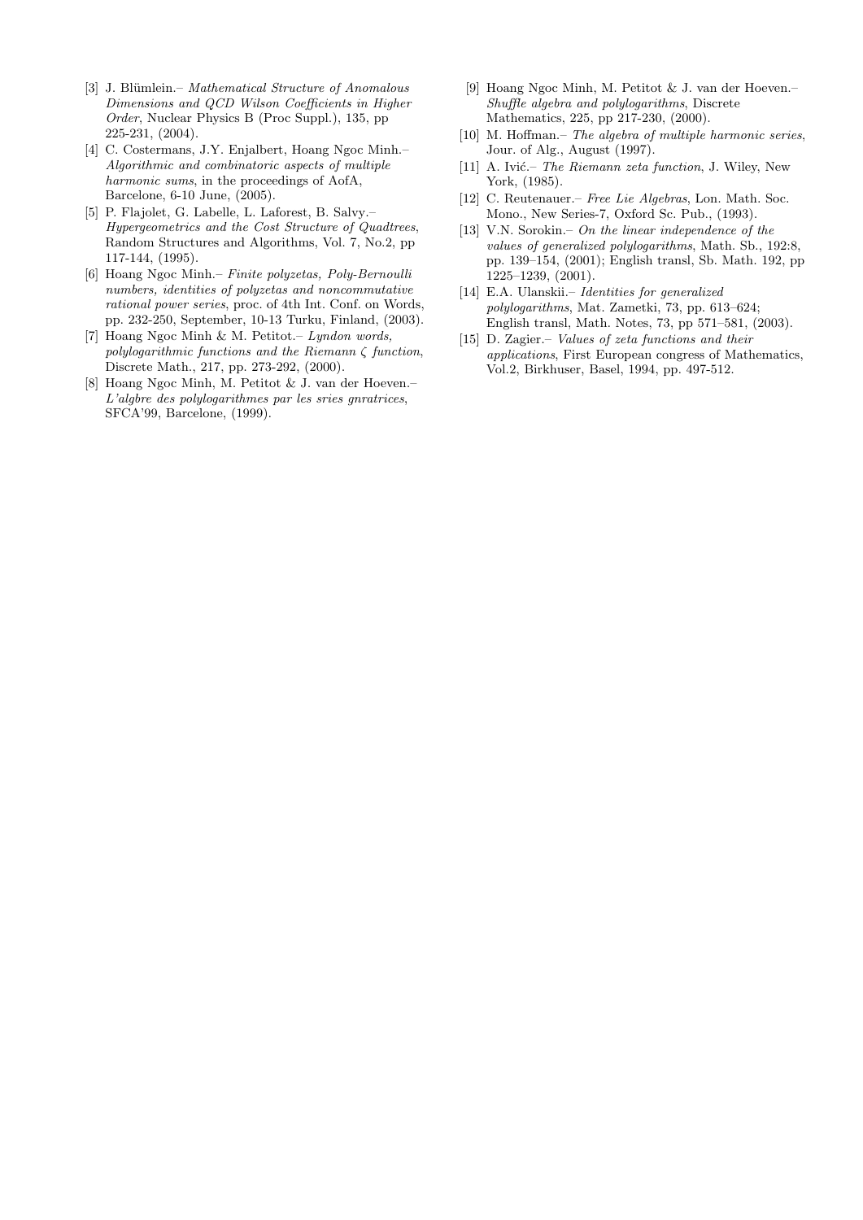[3] J. Blümlein.– *Mathematical Structure of Anomalous Dimensions and QCD Wilson Coefficients in Higher Order*, Nuclear Physics B (Proc Suppl.), 135, pp 225-231, (2004).

[4] C. Costermans, J.Y. Enjalbert, Hoang Ngoc Minh.– *Algorithmic and combinatoric aspects of multiple harmonic sums*, in the proceedings of AofA, Barcelone, 6-10 June, (2005).

[5] P. Flajolet, G. Labelle, L. Laforest, B. Salvy.– *Hypergeometrics and the Cost Structure of Quadtrees*, Random Structures and Algorithms, Vol. 7, No.2, pp 117-144, (1995).

[6] Hoang Ngoc Minh.– *Finite polyzetas, Poly-Bernoulli numbers, identities of polyzetas and noncommutative rational power series*, proc. of 4th Int. Conf. on Words, pp. 232-250, September, 10-13 Turku, Finland, (2003).

[7] Hoang Ngoc Minh & M. Petitot.– *Lyndon words, polylogarithmic functions and the Riemann $\zeta$ function*, Discrete Math., 217, pp. 273-292, (2000).

[8] Hoang Ngoc Minh, M. Petitot & J. van der Hoeven.– *L'algbre des polylogarithmes par les sries gnratrices*, SFCA'99, Barcelone, (1999).

[9] Hoang Ngoc Minh, M. Petitot & J. van der Hoeven.– *Shuffle algebra and polylogarithms*, Discrete Mathematics, 225, pp 217-230, (2000).

[10] M. Hoffman.– *The algebra of multiple harmonic series*, Jour. of Alg., August (1997).

[11] A. Ivić.– *The Riemann zeta function*, J. Wiley, New York, (1985).

[12] C. Reutenauer.– *Free Lie Algebras*, Lon. Math. Soc. Mono., New Series-7, Oxford Sc. Pub., (1993).

[13] V.N. Sorokin.– *On the linear independence of the values of generalized polylogarithms*, Math. Sb., 192:8, pp. 139–154, (2001); English transl, Sb. Math. 192, pp 1225–1239, (2001).

[14] E.A. Ulanskii.– *Identities for generalized polylogarithms*, Mat. Zametki, 73, pp. 613–624; English transl, Math. Notes, 73, pp 571–581, (2003).

[15] D. Zagier.– *Values of zeta functions and their applications*, First European congress of Mathematics, Vol.2, Birkhuser, Basel, 1994, pp. 497-512.